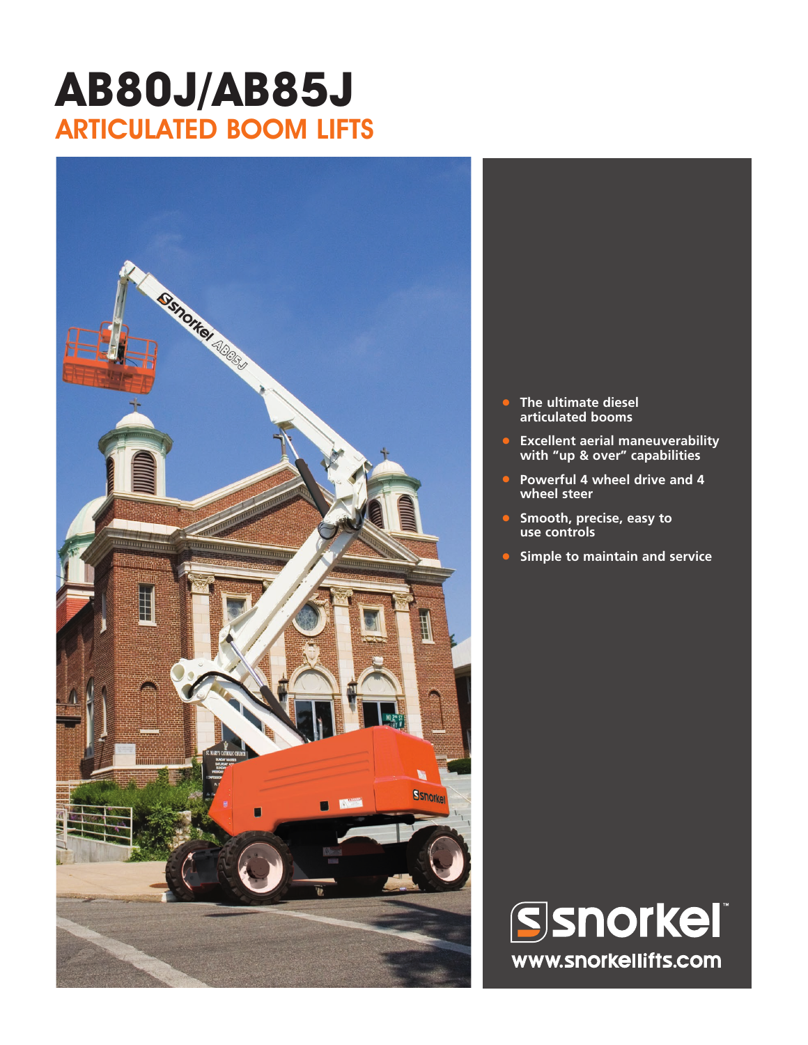# AB80J/AB85J
## ARTICULATED BOOM LIFTS

- The ultimate diesel articulated booms
- Excellent aerial maneuverability with “up & over” capabilities
- Powerful 4 wheel drive and 4 wheel steer
- Smooth, precise, easy to use controls
- Simple to maintain and service

snorkel™

www.snorkellifts.com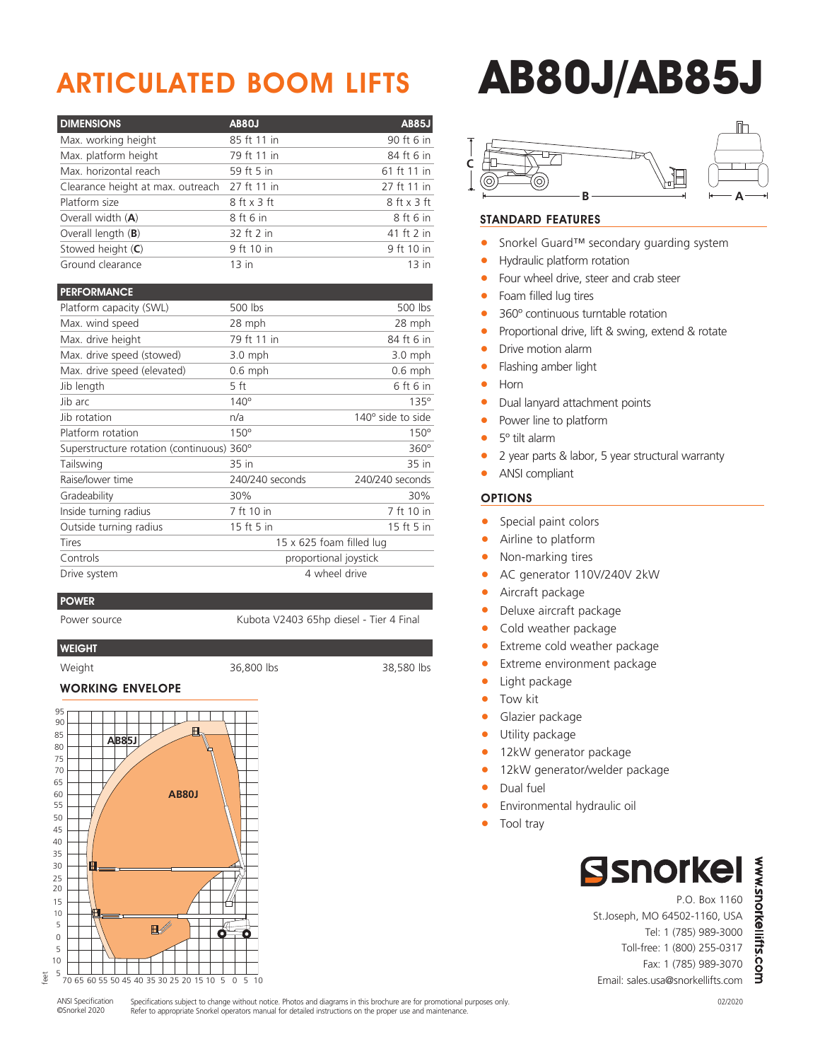# ARTICULATED BOOM LIFTS

# AB80J/AB85J

| DIMENSIONS | AB80J | AB85J |
|---|---|---|
| Max. working height | 85 ft 11 in | 90 ft 6 in |
| Max. platform height | 79 ft 11 in | 84 ft 6 in |
| Max. horizontal reach | 59 ft 5 in | 61 ft 11 in |
| Clearance height at max. outreach | 27 ft 11 in | 27 ft 11 in |
| Platform size | 8 ft x 3 ft | 8 ft x 3 ft |
| Overall width (**A**) | 8 ft 6 in | 8 ft 6 in |
| Overall length (**B**) | 32 ft 2 in | 41 ft 2 in |
| Stowed height (**C**) | 9 ft 10 in | 9 ft 10 in |
| Ground clearance | 13 in | 13 in |

| PERFORMANCE | | |
|---|---|---|
| Platform capacity (SWL) | 500 lbs | 500 lbs |
| Max. wind speed | 28 mph | 28 mph |
| Max. drive height | 79 ft 11 in | 84 ft 6 in |
| Max. drive speed (stowed) | 3.0 mph | 3.0 mph |
| Max. drive speed (elevated) | 0.6 mph | 0.6 mph |
| Jib length | 5 ft | 6 ft 6 in |
| Jib arc | 140º | 135º |
| Jib rotation | n/a | 140º side to side |
| Platform rotation | 150º | 150º |
| Superstructure rotation (continuous) | 360º | 360º |
| Tailswing | 35 in | 35 in |
| Raise/lower time | 240/240 seconds | 240/240 seconds |
| Gradeability | 30% | 30% |
| Inside turning radius | 7 ft 10 in | 7 ft 10 in |
| Outside turning radius | 15 ft 5 in | 15 ft 5 in |
| Tires | 15 x 625 foam filled lug | |
| Controls | proportional joystick | |
| Drive system | 4 wheel drive | |

| POWER | |
|---|---|
| Power source | Kubota V2403 65hp diesel - Tier 4 Final |

| WEIGHT | | |
|---|---|---|
| Weight | 36,800 lbs | 38,580 lbs |

## WORKING ENVELOPE

AB85J
AB80J
95 90 85 80 75 70 65 60 55 50 45 40 35 30 25 20 15 10 5 0 5 10 5
70 65 60 55 50 45 40 35 30 25 20 15 10 5 0 5 10
feet

C
B
A

## STANDARD FEATURES

- Snorkel Guard™ secondary guarding system
- Hydraulic platform rotation
- Four wheel drive, steer and crab steer
- Foam filled lug tires
- 360º continuous turntable rotation
- Proportional drive, lift & swing, extend & rotate
- Drive motion alarm
- Flashing amber light
- Horn
- Dual lanyard attachment points
- Power line to platform
- 5º tilt alarm
- 2 year parts & labor, 5 year structural warranty
- ANSI compliant

## OPTIONS

- Special paint colors
- Airline to platform
- Non-marking tires
- AC generator 110V/240V 2kW
- Aircraft package
- Deluxe aircraft package
- Cold weather package
- Extreme cold weather package
- Extreme environment package
- Light package
- Tow kit
- Glazier package
- Utility package
- 12kW generator package
- 12kW generator/welder package
- Dual fuel
- Environmental hydraulic oil
- Tool tray

snorkel

P.O. Box 1160
St.Joseph, MO 64502-1160, USA
Tel: 1 (785) 989-3000
Toll-free: 1 (800) 255-0317
Fax: 1 (785) 989-3070
Email: sales.usa@snorkellifts.com

www.snorkellifts.com

ANSI Specification
©Snorkel 2020

Specifications subject to change without notice. Photos and diagrams in this brochure are for promotional purposes only.
Refer to appropriate Snorkel operators manual for detailed instructions on the proper use and maintenance.

02/2020